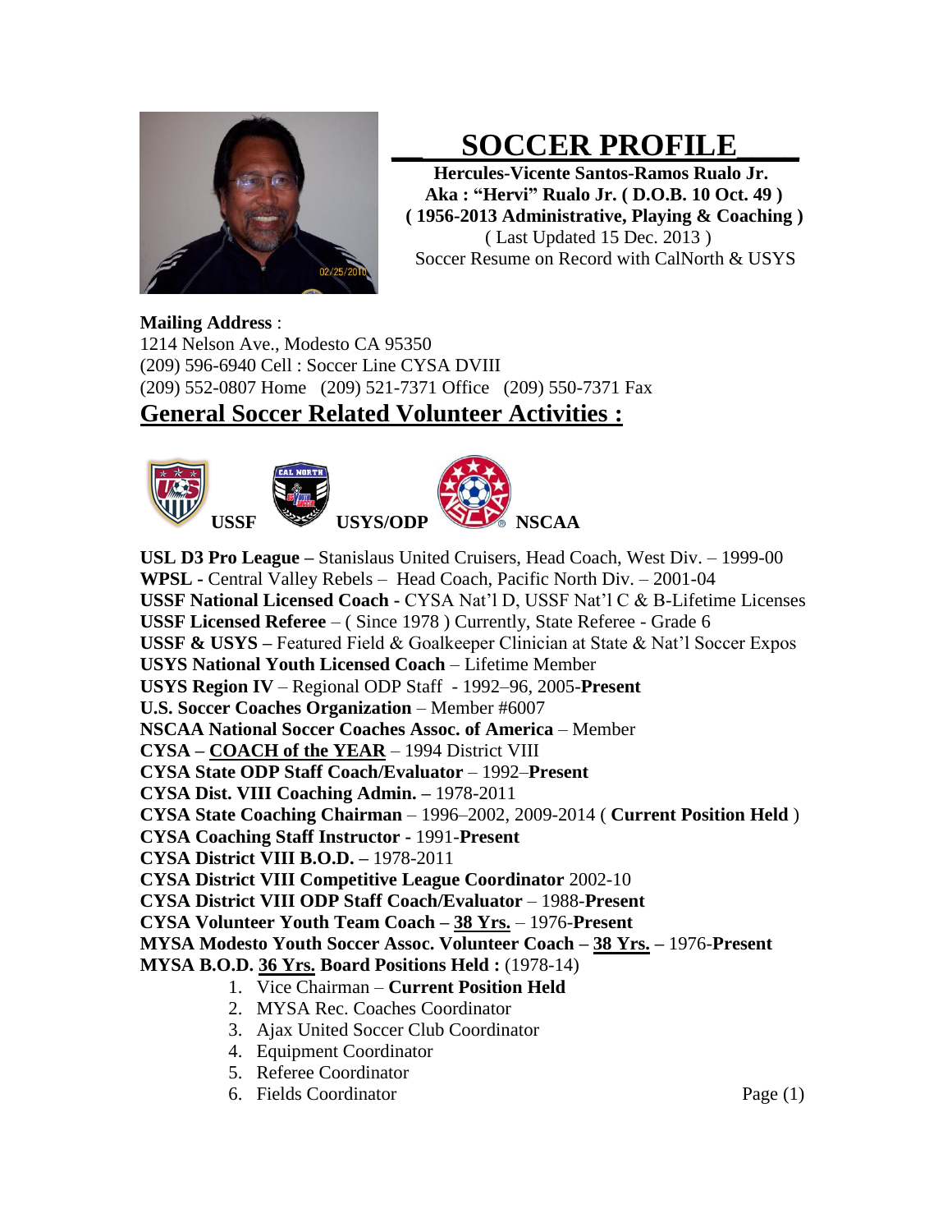# SOCCER PROFILE

**Hercules-Vicente Santos-Ramos Rualo Jr.**
**Aka : "Hervi" Rualo Jr. ( D.O.B. 10 Oct. 49 )**
**( 1956-2013 Administrative, Playing & Coaching )**
( Last Updated 15 Dec. 2013 )
Soccer Resume on Record with CalNorth & USYS

**Mailing Address** :
1214 Nelson Ave., Modesto CA 95350
(209) 596-6940 Cell : Soccer Line CYSA DVIII
(209) 552-0807 Home (209) 521-7371 Office (209) 550-7371 Fax

## General Soccer Related Volunteer Activities :

**USSF** **USYS/ODP** **NSCAA**

**USL D3 Pro League –** Stanislaus United Cruisers, Head Coach, West Div. – 1999-00
**WPSL -** Central Valley Rebels – Head Coach, Pacific North Div. – 2001-04
**USSF National Licensed Coach -** CYSA Nat'l D, USSF Nat'l C & B-Lifetime Licenses
**USSF Licensed Referee** – ( Since 1978 ) Currently, State Referee - Grade 6
**USSF & USYS –** Featured Field & Goalkeeper Clinician at State & Nat'l Soccer Expos
**USYS National Youth Licensed Coach** – Lifetime Member
**USYS Region IV** – Regional ODP Staff - 1992–96, 2005-**Present**
**U.S. Soccer Coaches Organization** – Member #6007
**NSCAA National Soccer Coaches Assoc. of America** – Member
**CYSA – COACH of the YEAR** – 1994 District VIII
**CYSA State ODP Staff Coach/Evaluator** – 1992–**Present**
**CYSA Dist. VIII Coaching Admin. –** 1978-2011
**CYSA State Coaching Chairman** – 1996–2002, 2009-2014 ( **Current Position Held** )
**CYSA Coaching Staff Instructor -** 1991-**Present**
**CYSA District VIII B.O.D. –** 1978-2011
**CYSA District VIII Competitive League Coordinator** 2002-10
**CYSA District VIII ODP Staff Coach/Evaluator** – 1988-**Present**
**CYSA Volunteer Youth Team Coach – 38 Yrs.** – 1976-**Present**
**MYSA Modesto Youth Soccer Assoc. Volunteer Coach – 38 Yrs. –** 1976-**Present**
**MYSA B.O.D. 36 Yrs. Board Positions Held :** (1978-14)

1. Vice Chairman – **Current Position Held**
2. MYSA Rec. Coaches Coordinator
3. Ajax United Soccer Club Coordinator
4. Equipment Coordinator
5. Referee Coordinator
6. Fields Coordinator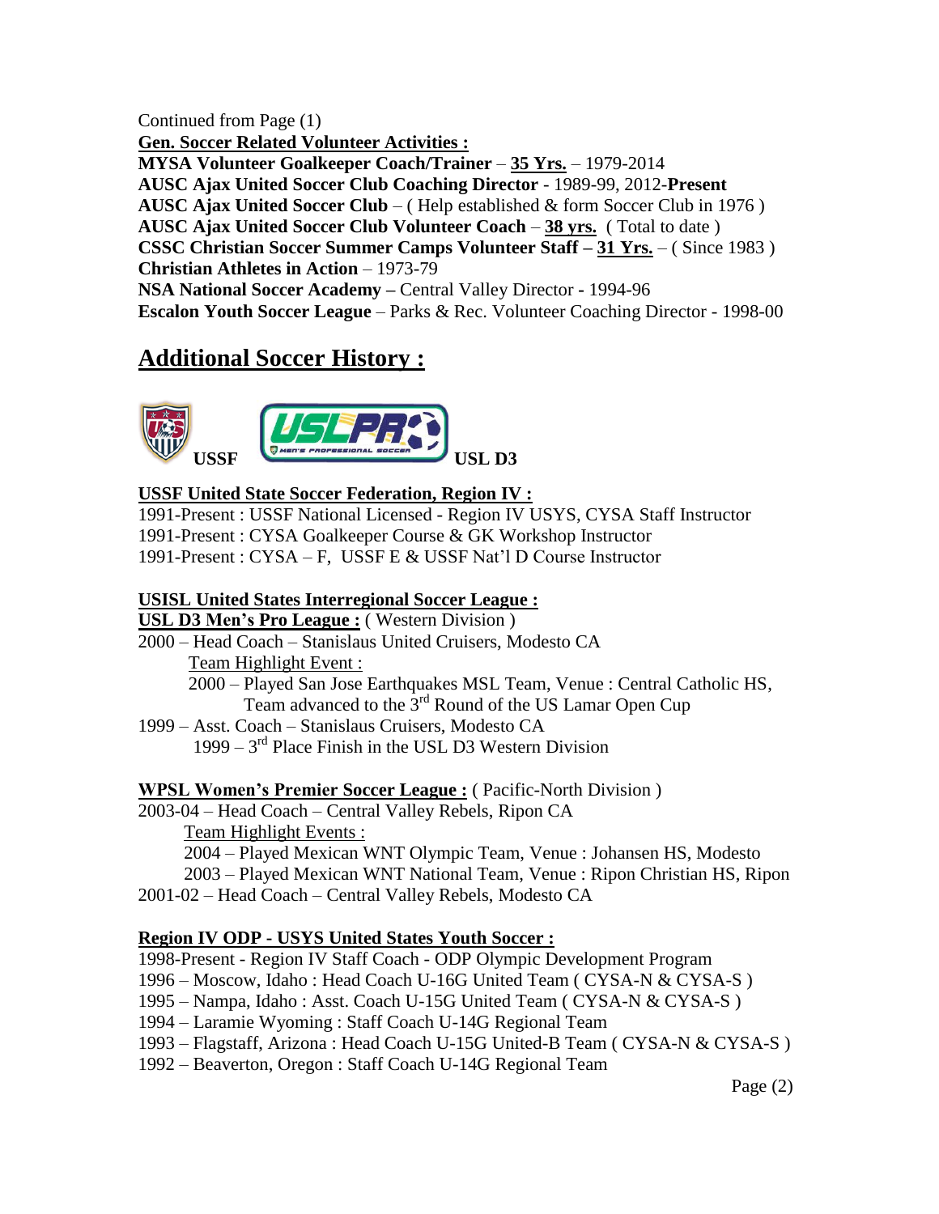Continued from Page (1)

**Gen. Soccer Related Volunteer Activities :**

**MYSA Volunteer Goalkeeper Coach/Trainer** – **35 Yrs.** – 1979-2014
**AUSC Ajax United Soccer Club Coaching Director** - 1989-99, 2012-**Present**
**AUSC Ajax United Soccer Club** – ( Help established & form Soccer Club in 1976 )
**AUSC Ajax United Soccer Club Volunteer Coach** – **38 yrs.** ( Total to date )
**CSSC Christian Soccer Summer Camps Volunteer Staff – 31 Yrs.** – ( Since 1983 )
**Christian Athletes in Action** – 1973-79
**NSA National Soccer Academy –** Central Valley Director **-** 1994-96
**Escalon Youth Soccer League** – Parks & Rec. Volunteer Coaching Director - 1998-00

## Additional Soccer History :

**USSF** **USL D3**

**USSF United State Soccer Federation, Region IV :**

1991-Present : USSF National Licensed - Region IV USYS, CYSA Staff Instructor
1991-Present : CYSA Goalkeeper Course & GK Workshop Instructor
1991-Present : CYSA – F, USSF E & USSF Nat'l D Course Instructor

**USISL United States Interregional Soccer League :**

**USL D3 Men's Pro League :** ( Western Division )

2000 – Head Coach – Stanislaus United Cruisers, Modesto CA
Team Highlight Event :
2000 – Played San Jose Earthquakes MSL Team, Venue : Central Catholic HS, Team advanced to the 3rd Round of the US Lamar Open Cup

1999 – Asst. Coach – Stanislaus Cruisers, Modesto CA
1999 – 3rd Place Finish in the USL D3 Western Division

**WPSL Women's Premier Soccer League :** ( Pacific-North Division )

2003-04 – Head Coach – Central Valley Rebels, Ripon CA
Team Highlight Events :
2004 – Played Mexican WNT Olympic Team, Venue : Johansen HS, Modesto
2003 – Played Mexican WNT National Team, Venue : Ripon Christian HS, Ripon

2001-02 – Head Coach – Central Valley Rebels, Modesto CA

**Region IV ODP - USYS United States Youth Soccer :**

1998-Present - Region IV Staff Coach - ODP Olympic Development Program
1996 – Moscow, Idaho : Head Coach U-16G United Team ( CYSA-N & CYSA-S )
1995 – Nampa, Idaho : Asst. Coach U-15G United Team ( CYSA-N & CYSA-S )
1994 – Laramie Wyoming : Staff Coach U-14G Regional Team
1993 – Flagstaff, Arizona : Head Coach U-15G United-B Team ( CYSA-N & CYSA-S )
1992 – Beaverton, Oregon : Staff Coach U-14G Regional Team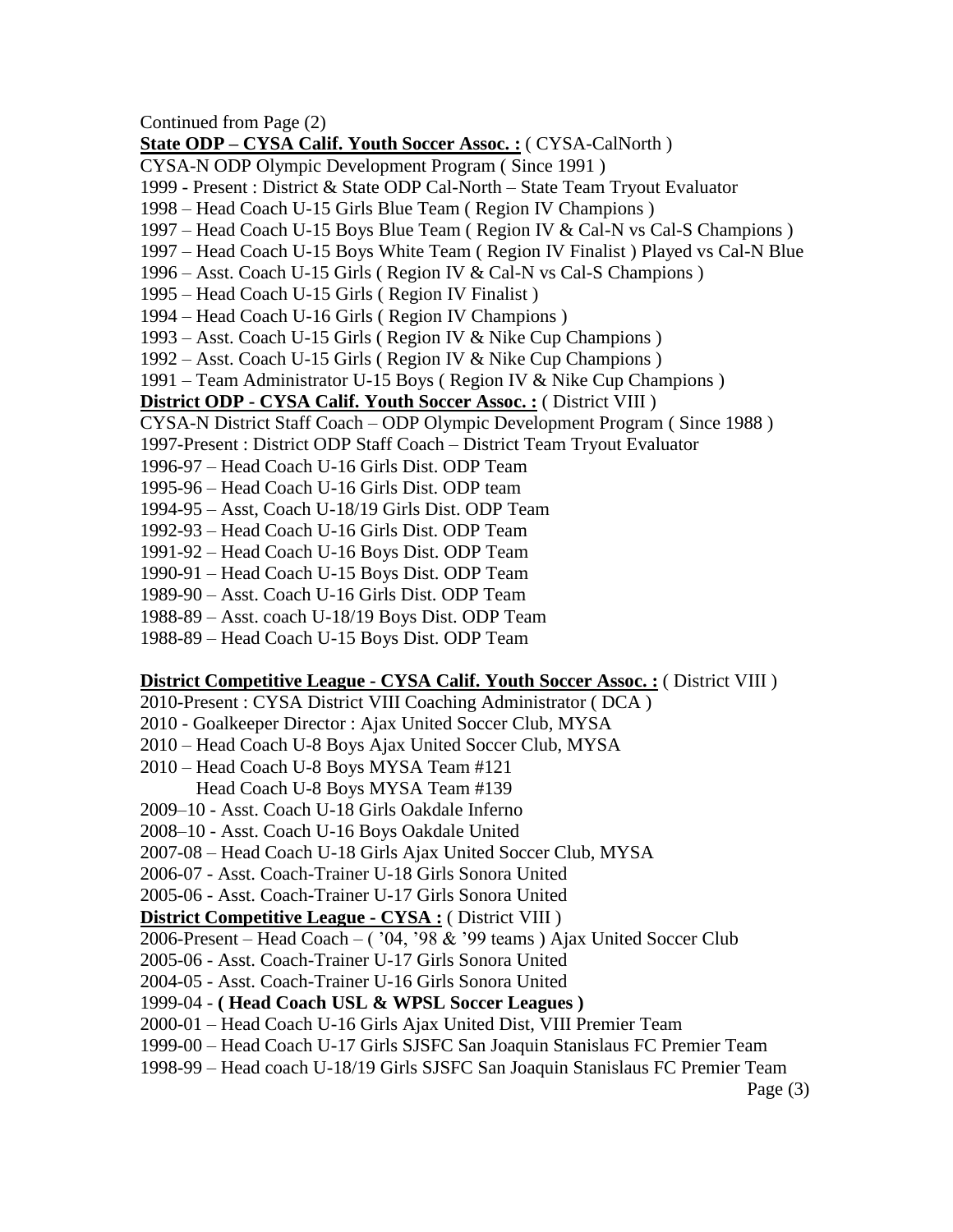Continued from Page (2)

**State ODP – CYSA Calif. Youth Soccer Assoc. :** ( CYSA-CalNorth )

CYSA-N ODP Olympic Development Program ( Since 1991 )
1999 - Present : District & State ODP Cal-North – State Team Tryout Evaluator
1998 – Head Coach U-15 Girls Blue Team ( Region IV Champions )
1997 – Head Coach U-15 Boys Blue Team ( Region IV & Cal-N vs Cal-S Champions )
1997 – Head Coach U-15 Boys White Team ( Region IV Finalist ) Played vs Cal-N Blue
1996 – Asst. Coach U-15 Girls ( Region IV & Cal-N vs Cal-S Champions )
1995 – Head Coach U-15 Girls ( Region IV Finalist )
1994 – Head Coach U-16 Girls ( Region IV Champions )
1993 – Asst. Coach U-15 Girls ( Region IV & Nike Cup Champions )
1992 – Asst. Coach U-15 Girls ( Region IV & Nike Cup Champions )
1991 – Team Administrator U-15 Boys ( Region IV & Nike Cup Champions )

**District ODP - CYSA Calif. Youth Soccer Assoc. :** ( District VIII )

CYSA-N District Staff Coach – ODP Olympic Development Program ( Since 1988 )
1997-Present : District ODP Staff Coach – District Team Tryout Evaluator
1996-97 – Head Coach U-16 Girls Dist. ODP Team
1995-96 – Head Coach U-16 Girls Dist. ODP team
1994-95 – Asst, Coach U-18/19 Girls Dist. ODP Team
1992-93 – Head Coach U-16 Girls Dist. ODP Team
1991-92 – Head Coach U-16 Boys Dist. ODP Team
1990-91 – Head Coach U-15 Boys Dist. ODP Team
1989-90 – Asst. Coach U-16 Girls Dist. ODP Team
1988-89 – Asst. coach U-18/19 Boys Dist. ODP Team
1988-89 – Head Coach U-15 Boys Dist. ODP Team

**District Competitive League - CYSA Calif. Youth Soccer Assoc. :** ( District VIII )

2010-Present : CYSA District VIII Coaching Administrator ( DCA )
2010 - Goalkeeper Director : Ajax United Soccer Club, MYSA
2010 – Head Coach U-8 Boys Ajax United Soccer Club, MYSA
2010 – Head Coach U-8 Boys MYSA Team #121
Head Coach U-8 Boys MYSA Team #139
2009–10 - Asst. Coach U-18 Girls Oakdale Inferno
2008–10 - Asst. Coach U-16 Boys Oakdale United
2007-08 – Head Coach U-18 Girls Ajax United Soccer Club, MYSA
2006-07 - Asst. Coach-Trainer U-18 Girls Sonora United
2005-06 - Asst. Coach-Trainer U-17 Girls Sonora United

**District Competitive League - CYSA :** ( District VIII )

2006-Present – Head Coach – ( ’04, ’98 & ’99 teams ) Ajax United Soccer Club
2005-06 - Asst. Coach-Trainer U-17 Girls Sonora United
2004-05 - Asst. Coach-Trainer U-16 Girls Sonora United
1999-04 - **( Head Coach USL & WPSL Soccer Leagues )**
2000-01 – Head Coach U-16 Girls Ajax United Dist, VIII Premier Team
1999-00 – Head Coach U-17 Girls SJSFC San Joaquin Stanislaus FC Premier Team
1998-99 – Head coach U-18/19 Girls SJSFC San Joaquin Stanislaus FC Premier Team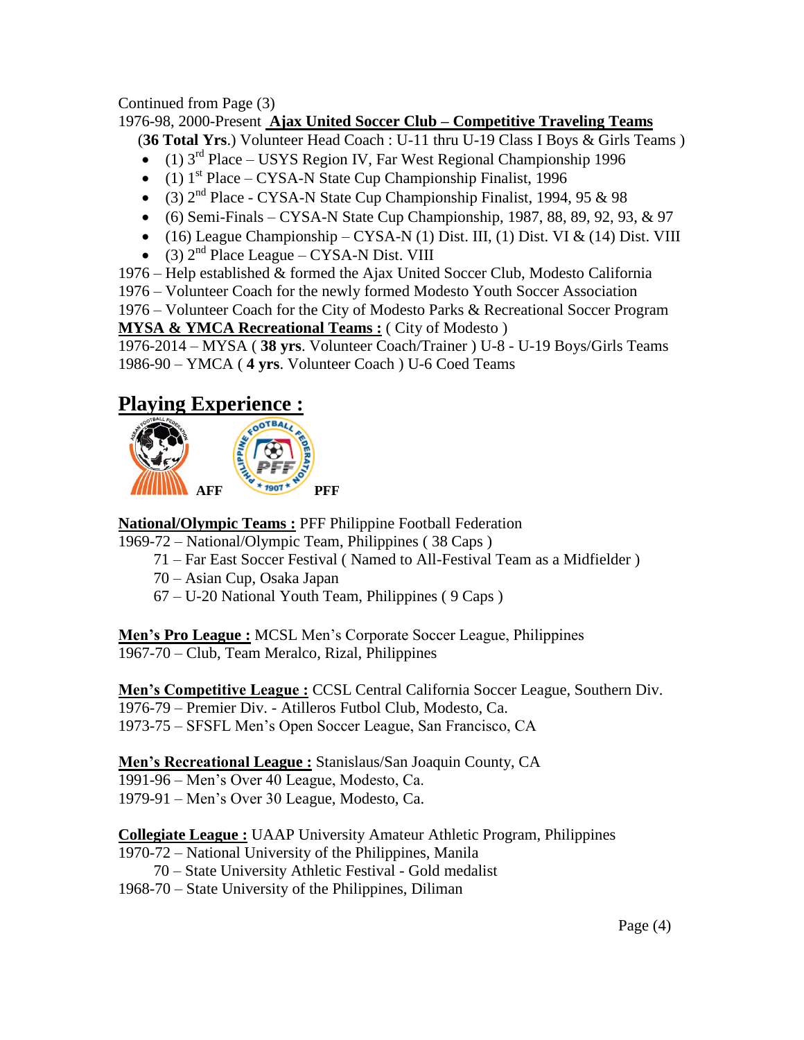Continued from Page (3)

1976-98, 2000-Present **Ajax United Soccer Club – Competitive Traveling Teams**

(**36 Total Yrs**.) Volunteer Head Coach : U-11 thru U-19 Class I Boys & Girls Teams )

- (1) 3rd Place – USYS Region IV, Far West Regional Championship 1996
- (1) 1st Place – CYSA-N State Cup Championship Finalist, 1996
- (3) 2nd Place - CYSA-N State Cup Championship Finalist, 1994, 95 & 98
- (6) Semi-Finals – CYSA-N State Cup Championship, 1987, 88, 89, 92, 93, & 97
- (16) League Championship – CYSA-N (1) Dist. III, (1) Dist. VI & (14) Dist. VIII
- (3) 2nd Place League – CYSA-N Dist. VIII

1976 – Help established & formed the Ajax United Soccer Club, Modesto California

1976 – Volunteer Coach for the newly formed Modesto Youth Soccer Association

1976 – Volunteer Coach for the City of Modesto Parks & Recreational Soccer Program

**MYSA & YMCA Recreational Teams :** ( City of Modesto )

1976-2014 – MYSA ( **38 yrs**. Volunteer Coach/Trainer ) U-8 - U-19 Boys/Girls Teams

1986-90 – YMCA ( **4 yrs**. Volunteer Coach ) U-6 Coed Teams

## Playing Experience :

**AFF** **PFF**

**National/Olympic Teams :** PFF Philippine Football Federation

1969-72 – National/Olympic Team, Philippines ( 38 Caps )

71 – Far East Soccer Festival ( Named to All-Festival Team as a Midfielder )

70 – Asian Cup, Osaka Japan

67 – U-20 National Youth Team, Philippines ( 9 Caps )

**Men's Pro League :** MCSL Men's Corporate Soccer League, Philippines

1967-70 – Club, Team Meralco, Rizal, Philippines

**Men's Competitive League :** CCSL Central California Soccer League, Southern Div.

1976-79 – Premier Div. - Atilleros Futbol Club, Modesto, Ca.

1973-75 – SFSFL Men's Open Soccer League, San Francisco, CA

**Men's Recreational League :** Stanislaus/San Joaquin County, CA

1991-96 – Men's Over 40 League, Modesto, Ca.

1979-91 – Men's Over 30 League, Modesto, Ca.

**Collegiate League :** UAAP University Amateur Athletic Program, Philippines

1970-72 – National University of the Philippines, Manila

70 – State University Athletic Festival - Gold medalist

1968-70 – State University of the Philippines, Diliman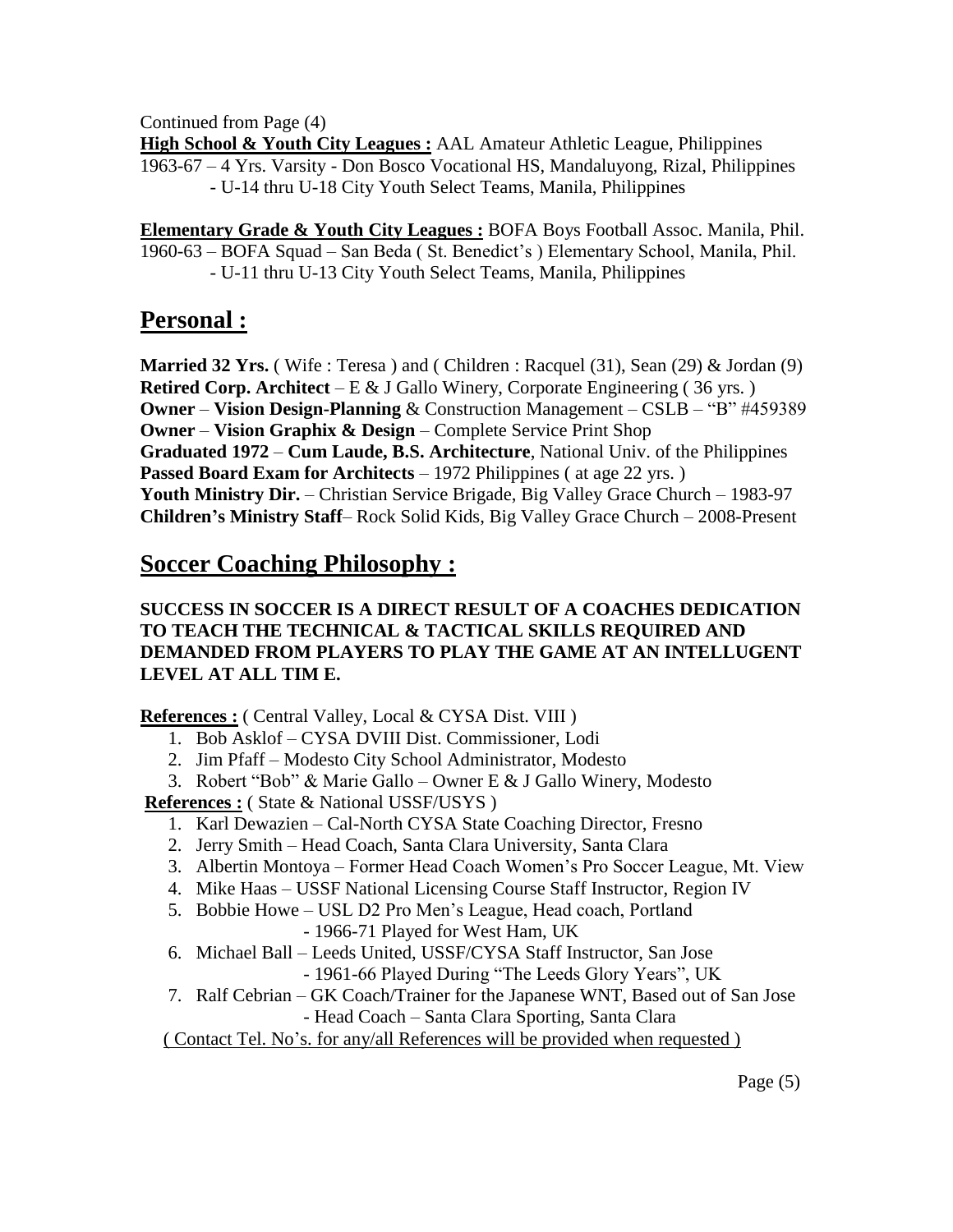Continued from Page (4)

**High School & Youth City Leagues :** AAL Amateur Athletic League, Philippines

1963-67 – 4 Yrs. Varsity - Don Bosco Vocational HS, Mandaluyong, Rizal, Philippines
- U-14 thru U-18 City Youth Select Teams, Manila, Philippines

**Elementary Grade & Youth City Leagues :** BOFA Boys Football Assoc. Manila, Phil.

1960-63 – BOFA Squad – San Beda ( St. Benedict's ) Elementary School, Manila, Phil.
- U-11 thru U-13 City Youth Select Teams, Manila, Philippines

## Personal :

**Married 32 Yrs.** ( Wife : Teresa ) and ( Children : Racquel (31), Sean (29) & Jordan (9)
**Retired Corp. Architect** – E & J Gallo Winery, Corporate Engineering ( 36 yrs. )
**Owner** – **Vision Design-Planning** & Construction Management – CSLB – "B" #459389
**Owner** – **Vision Graphix & Design** – Complete Service Print Shop
**Graduated 1972** – **Cum Laude, B.S. Architecture**, National Univ. of the Philippines
**Passed Board Exam for Architects** – 1972 Philippines ( at age 22 yrs. )
**Youth Ministry Dir.** – Christian Service Brigade, Big Valley Grace Church – 1983-97
**Children's Ministry Staff**– Rock Solid Kids, Big Valley Grace Church – 2008-Present

## Soccer Coaching Philosophy :

**SUCCESS IN SOCCER IS A DIRECT RESULT OF A COACHES DEDICATION TO TEACH THE TECHNICAL & TACTICAL SKILLS REQUIRED AND DEMANDED FROM PLAYERS TO PLAY THE GAME AT AN INTELLUGENT LEVEL AT ALL TIM E.**

**References :** ( Central Valley, Local & CYSA Dist. VIII )

1. Bob Asklof – CYSA DVIII Dist. Commissioner, Lodi
2. Jim Pfaff – Modesto City School Administrator, Modesto
3. Robert "Bob" & Marie Gallo – Owner E & J Gallo Winery, Modesto

**References :** ( State & National USSF/USYS )

1. Karl Dewazien – Cal-North CYSA State Coaching Director, Fresno
2. Jerry Smith – Head Coach, Santa Clara University, Santa Clara
3. Albertin Montoya – Former Head Coach Women's Pro Soccer League, Mt. View
4. Mike Haas – USSF National Licensing Course Staff Instructor, Region IV
5. Bobbie Howe – USL D2 Pro Men's League, Head coach, Portland
   - 1966-71 Played for West Ham, UK
6. Michael Ball – Leeds United, USSF/CYSA Staff Instructor, San Jose
   - 1961-66 Played During "The Leeds Glory Years", UK
7. Ralf Cebrian – GK Coach/Trainer for the Japanese WNT, Based out of San Jose
   - Head Coach – Santa Clara Sporting, Santa Clara

( Contact Tel. No's. for any/all References will be provided when requested )